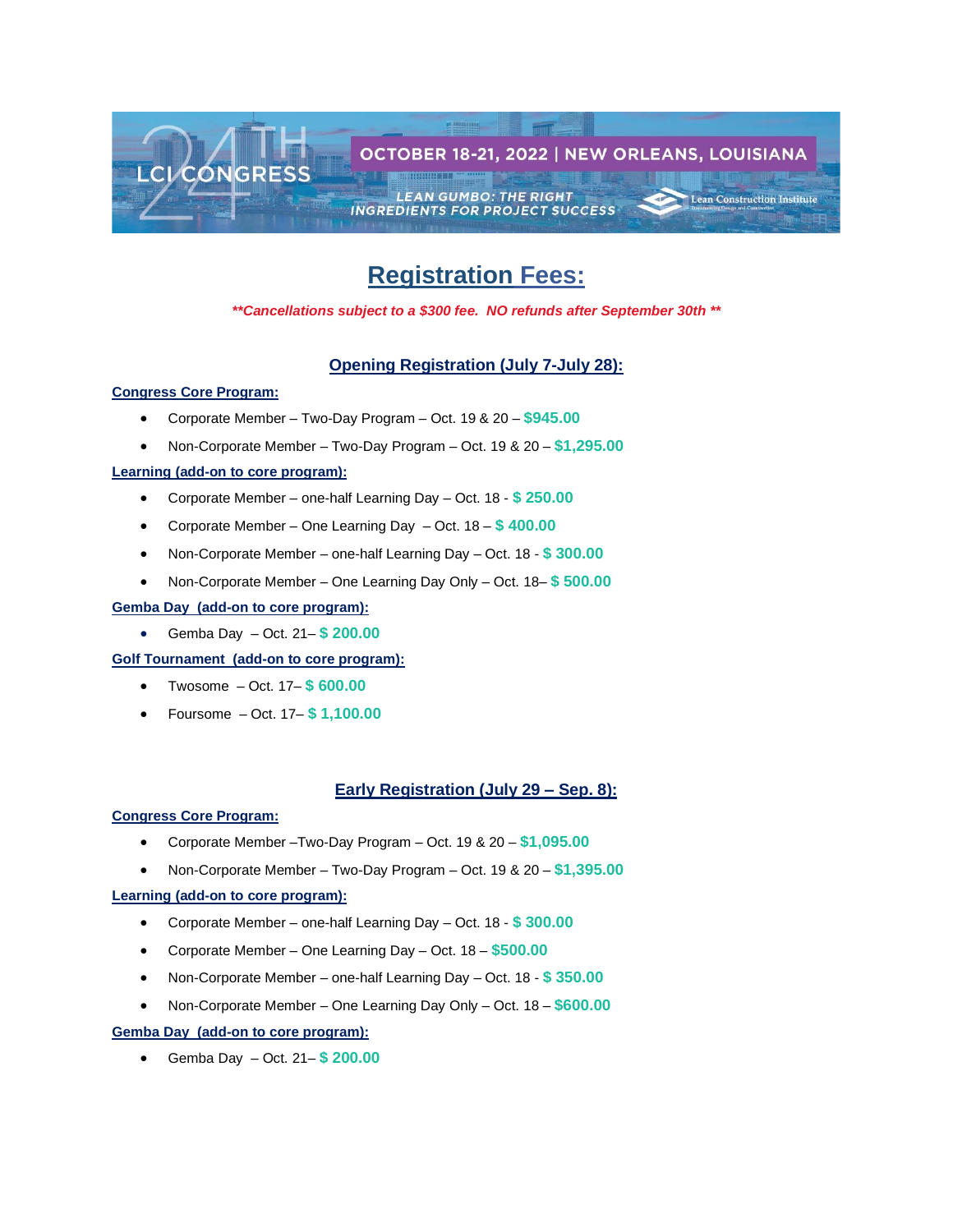LCI CONGRESS 24TH

OCTOBER 18-21, 2022 | NEW ORLEANS, LOUISIANA

LEAN GUMBO: THE RIGHT INGREDIENTS FOR PROJECT SUCCESS

Lean Construction Institute

# Registration Fees:

***Cancellations subject to a $300 fee. NO refunds after September 30th ***

## Opening Registration (July 7-July 28):

**Congress Core Program:**

- Corporate Member – Two-Day Program – Oct. 19 & 20 – **$945.00**
- Non-Corporate Member – Two-Day Program – Oct. 19 & 20 – **$1,295.00**

**Learning (add-on to core program):**

- Corporate Member – one-half Learning Day – Oct. 18 - **$ 250.00**
- Corporate Member – One Learning Day – Oct. 18 – **$ 400.00**
- Non-Corporate Member – one-half Learning Day – Oct. 18 - **$ 300.00**
- Non-Corporate Member – One Learning Day Only – Oct. 18– **$ 500.00**

**Gemba Day (add-on to core program):**

- Gemba Day – Oct. 21– **$ 200.00**

**Golf Tournament (add-on to core program):**

- Twosome – Oct. 17– **$ 600.00**
- Foursome – Oct. 17– **$ 1,100.00**

## Early Registration (July 29 – Sep. 8):

**Congress Core Program:**

- Corporate Member –Two-Day Program – Oct. 19 & 20 – **$1,095.00**
- Non-Corporate Member – Two-Day Program – Oct. 19 & 20 – **$1,395.00**

**Learning (add-on to core program):**

- Corporate Member – one-half Learning Day – Oct. 18 - **$ 300.00**
- Corporate Member – One Learning Day – Oct. 18 – **$500.00**
- Non-Corporate Member – one-half Learning Day – Oct. 18 - **$ 350.00**
- Non-Corporate Member – One Learning Day Only – Oct. 18 – **$600.00**

**Gemba Day (add-on to core program):**

- Gemba Day – Oct. 21– **$ 200.00**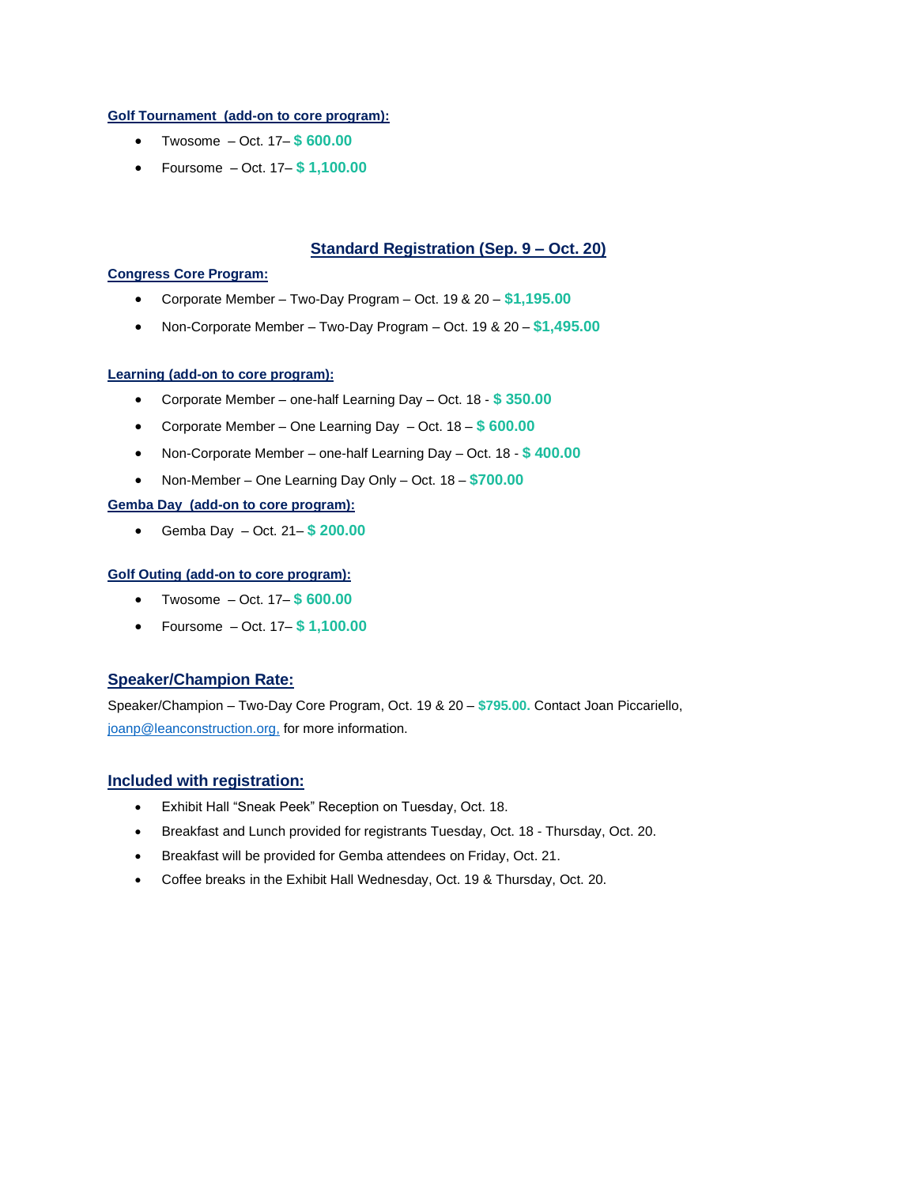**Golf Tournament (add-on to core program):**

- Twosome – Oct. 17– **$ 600.00**
- Foursome – Oct. 17– **$ 1,100.00**

## Standard Registration (Sep. 9 – Oct. 20)

**Congress Core Program:**

- Corporate Member – Two-Day Program – Oct. 19 & 20 – **$1,195.00**
- Non-Corporate Member – Two-Day Program – Oct. 19 & 20 – **$1,495.00**

**Learning (add-on to core program):**

- Corporate Member – one-half Learning Day – Oct. 18 - **$ 350.00**
- Corporate Member – One Learning Day – Oct. 18 – **$ 600.00**
- Non-Corporate Member – one-half Learning Day – Oct. 18 - **$ 400.00**
- Non-Member – One Learning Day Only – Oct. 18 – **$700.00**

**Gemba Day (add-on to core program):**

- Gemba Day – Oct. 21– **$ 200.00**

**Golf Outing (add-on to core program):**

- Twosome – Oct. 17– **$ 600.00**
- Foursome – Oct. 17– **$ 1,100.00**

### Speaker/Champion Rate:

Speaker/Champion – Two-Day Core Program, Oct. 19 & 20 – **$795.00.** Contact Joan Piccariello, joanp@leanconstruction.org, for more information.

### Included with registration:

- Exhibit Hall "Sneak Peek" Reception on Tuesday, Oct. 18.
- Breakfast and Lunch provided for registrants Tuesday, Oct. 18 - Thursday, Oct. 20.
- Breakfast will be provided for Gemba attendees on Friday, Oct. 21.
- Coffee breaks in the Exhibit Hall Wednesday, Oct. 19 & Thursday, Oct. 20.